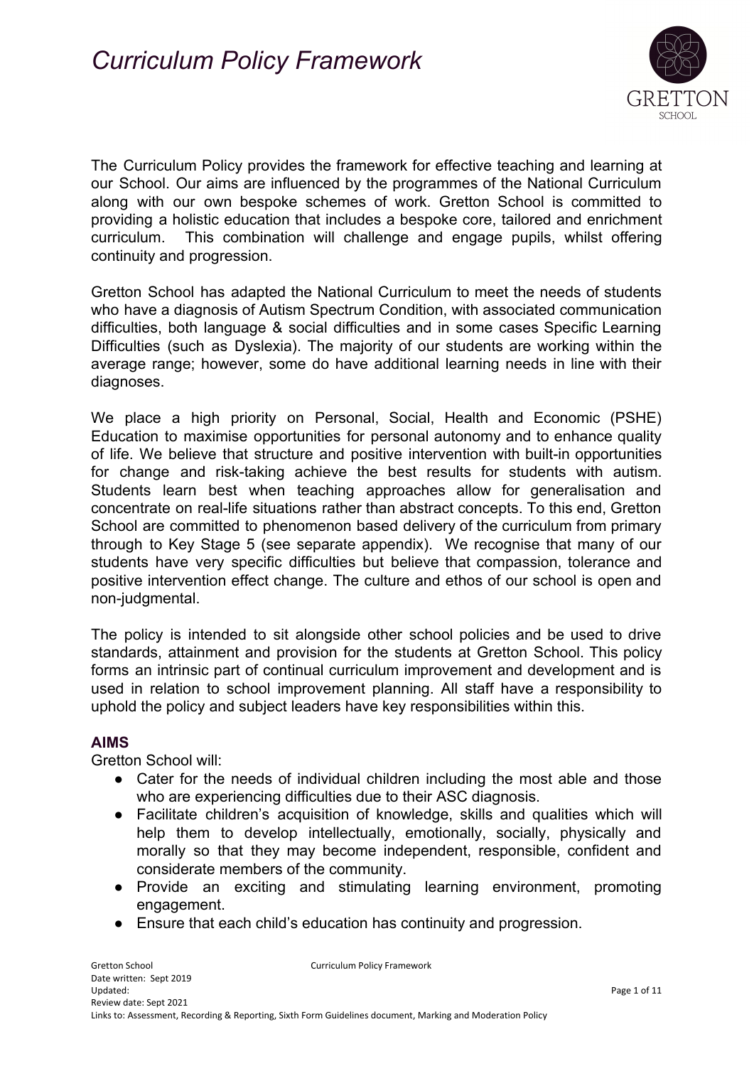# *Curriculum Policy Framework*

The Curriculum Policy provides the framework for effective teaching and learning at our School. Our aims are influenced by the programmes of the National Curriculum along with our own bespoke schemes of work. Gretton School is committed to providing a holistic education that includes a bespoke core, tailored and enrichment curriculum. This combination will challenge and engage pupils, whilst offering continuity and progression.

Gretton School has adapted the National Curriculum to meet the needs of students who have a diagnosis of Autism Spectrum Condition, with associated communication difficulties, both language & social difficulties and in some cases Specific Learning Difficulties (such as Dyslexia). The majority of our students are working within the average range; however, some do have additional learning needs in line with their diagnoses.

We place a high priority on Personal, Social, Health and Economic (PSHE) Education to maximise opportunities for personal autonomy and to enhance quality of life. We believe that structure and positive intervention with built-in opportunities for change and risk-taking achieve the best results for students with autism. Students learn best when teaching approaches allow for generalisation and concentrate on real-life situations rather than abstract concepts. To this end, Gretton School are committed to phenomenon based delivery of the curriculum from primary through to Key Stage 5 (see separate appendix). We recognise that many of our students have very specific difficulties but believe that compassion, tolerance and positive intervention effect change. The culture and ethos of our school is open and non-judgmental.

The policy is intended to sit alongside other school policies and be used to drive standards, attainment and provision for the students at Gretton School. This policy forms an intrinsic part of continual curriculum improvement and development and is used in relation to school improvement planning. All staff have a responsibility to uphold the policy and subject leaders have key responsibilities within this.

## AIMS

Gretton School will:

- Cater for the needs of individual children including the most able and those who are experiencing difficulties due to their ASC diagnosis.
- Facilitate children's acquisition of knowledge, skills and qualities which will help them to develop intellectually, emotionally, socially, physically and morally so that they may become independent, responsible, confident and considerate members of the community.
- Provide an exciting and stimulating learning environment, promoting engagement.
- Ensure that each child's education has continuity and progression.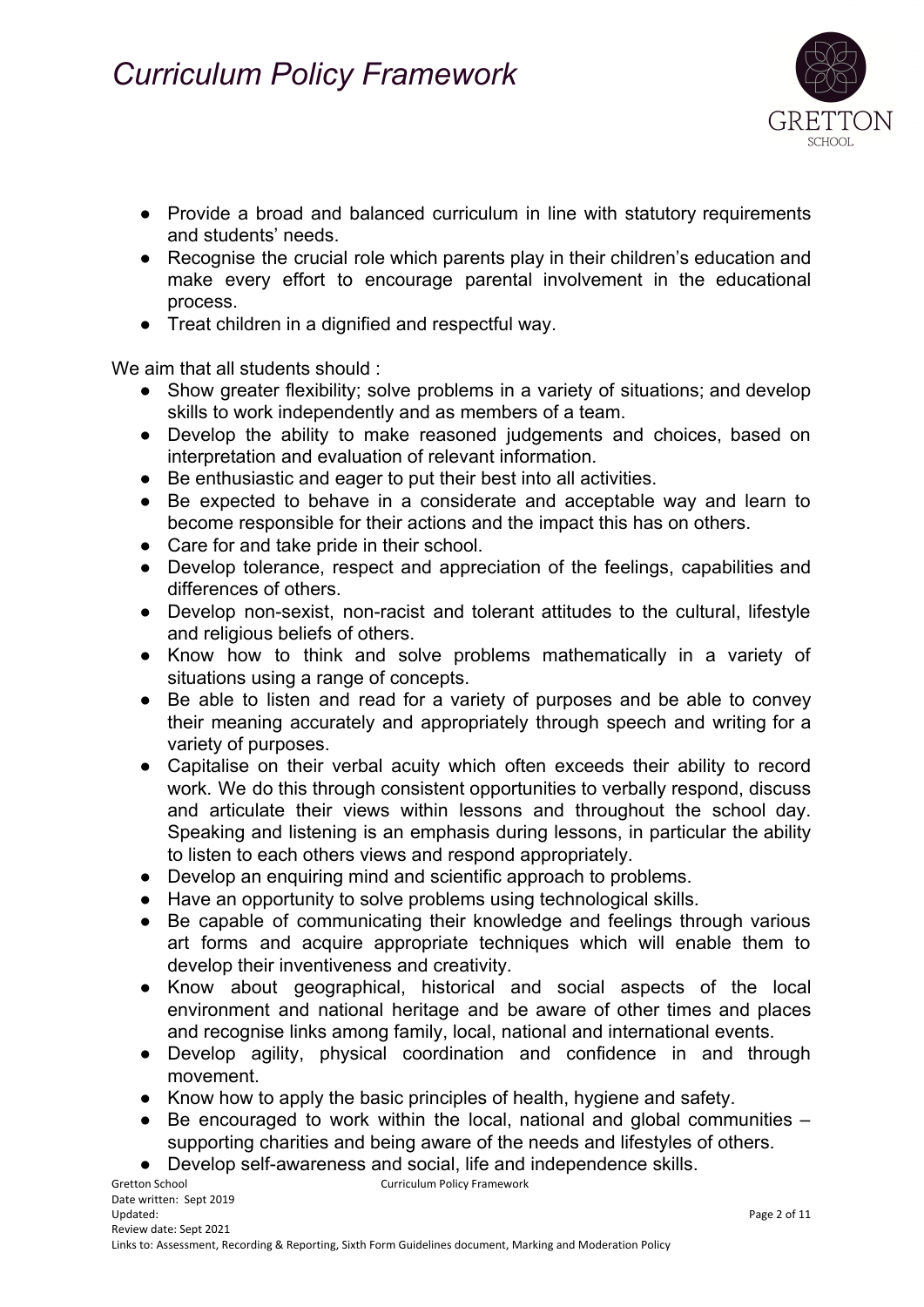- Provide a broad and balanced curriculum in line with statutory requirements and students' needs.
- Recognise the crucial role which parents play in their children's education and make every effort to encourage parental involvement in the educational process.
- Treat children in a dignified and respectful way.

We aim that all students should :

- Show greater flexibility; solve problems in a variety of situations; and develop skills to work independently and as members of a team.
- Develop the ability to make reasoned judgements and choices, based on interpretation and evaluation of relevant information.
- Be enthusiastic and eager to put their best into all activities.
- Be expected to behave in a considerate and acceptable way and learn to become responsible for their actions and the impact this has on others.
- Care for and take pride in their school.
- Develop tolerance, respect and appreciation of the feelings, capabilities and differences of others.
- Develop non-sexist, non-racist and tolerant attitudes to the cultural, lifestyle and religious beliefs of others.
- Know how to think and solve problems mathematically in a variety of situations using a range of concepts.
- Be able to listen and read for a variety of purposes and be able to convey their meaning accurately and appropriately through speech and writing for a variety of purposes.
- Capitalise on their verbal acuity which often exceeds their ability to record work. We do this through consistent opportunities to verbally respond, discuss and articulate their views within lessons and throughout the school day. Speaking and listening is an emphasis during lessons, in particular the ability to listen to each others views and respond appropriately.
- Develop an enquiring mind and scientific approach to problems.
- Have an opportunity to solve problems using technological skills.
- Be capable of communicating their knowledge and feelings through various art forms and acquire appropriate techniques which will enable them to develop their inventiveness and creativity.
- Know about geographical, historical and social aspects of the local environment and national heritage and be aware of other times and places and recognise links among family, local, national and international events.
- Develop agility, physical coordination and confidence in and through movement.
- Know how to apply the basic principles of health, hygiene and safety.
- Be encouraged to work within the local, national and global communities – supporting charities and being aware of the needs and lifestyles of others.
- Develop self-awareness and social, life and independence skills.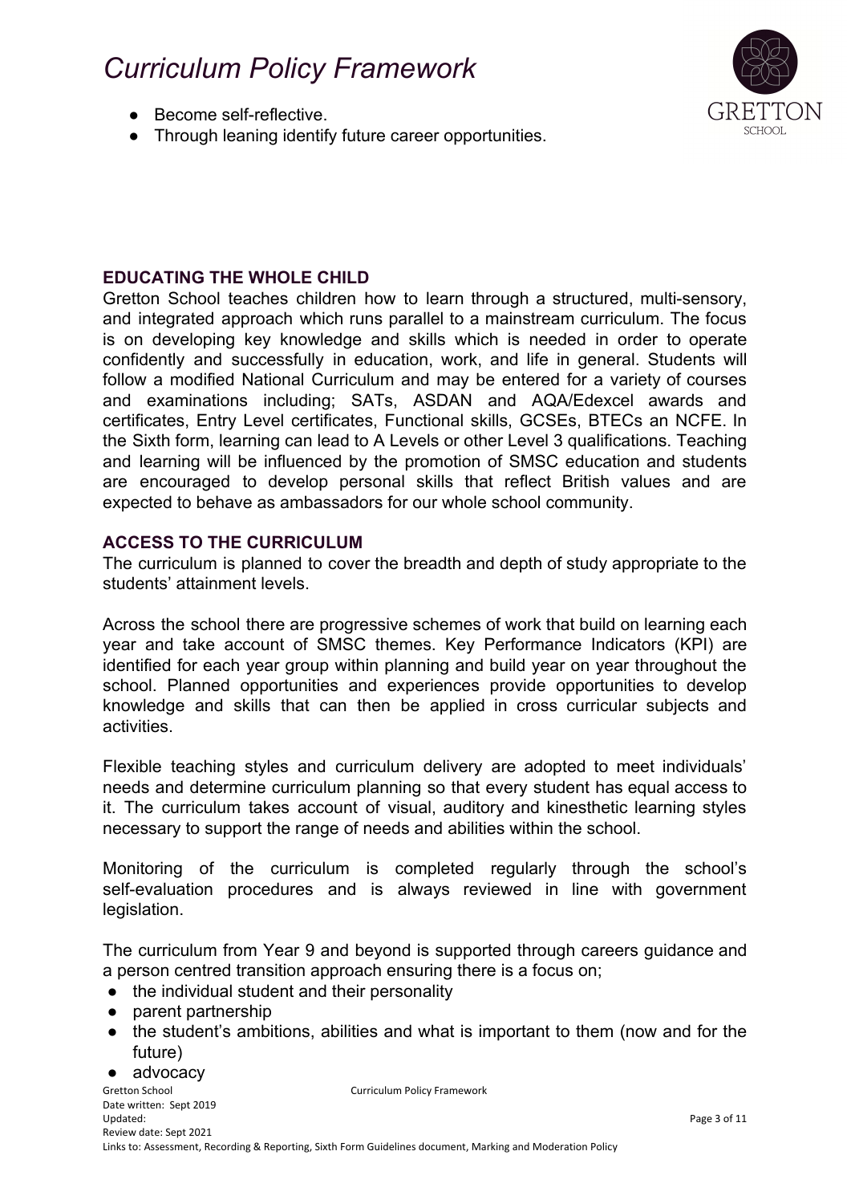- Become self-reflective.
- Through leaning identify future career opportunities.

## EDUCATING THE WHOLE CHILD

Gretton School teaches children how to learn through a structured, multi-sensory, and integrated approach which runs parallel to a mainstream curriculum. The focus is on developing key knowledge and skills which is needed in order to operate confidently and successfully in education, work, and life in general. Students will follow a modified National Curriculum and may be entered for a variety of courses and examinations including; SATs, ASDAN and AQA/Edexcel awards and certificates, Entry Level certificates, Functional skills, GCSEs, BTECs an NCFE. In the Sixth form, learning can lead to A Levels or other Level 3 qualifications. Teaching and learning will be influenced by the promotion of SMSC education and students are encouraged to develop personal skills that reflect British values and are expected to behave as ambassadors for our whole school community.

## ACCESS TO THE CURRICULUM

The curriculum is planned to cover the breadth and depth of study appropriate to the students' attainment levels.

Across the school there are progressive schemes of work that build on learning each year and take account of SMSC themes. Key Performance Indicators (KPI) are identified for each year group within planning and build year on year throughout the school. Planned opportunities and experiences provide opportunities to develop knowledge and skills that can then be applied in cross curricular subjects and activities.

Flexible teaching styles and curriculum delivery are adopted to meet individuals' needs and determine curriculum planning so that every student has equal access to it. The curriculum takes account of visual, auditory and kinesthetic learning styles necessary to support the range of needs and abilities within the school.

Monitoring of the curriculum is completed regularly through the school's self-evaluation procedures and is always reviewed in line with government legislation.

The curriculum from Year 9 and beyond is supported through careers guidance and a person centred transition approach ensuring there is a focus on;

- the individual student and their personality
- parent partnership
- the student's ambitions, abilities and what is important to them (now and for the future)
- advocacy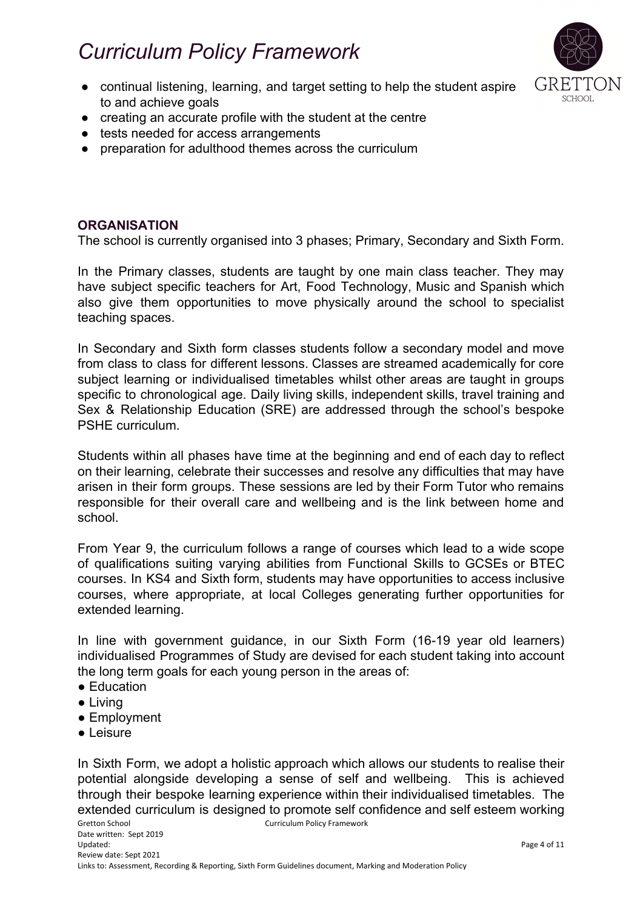- continual listening, learning, and target setting to help the student aspire to and achieve goals
- creating an accurate profile with the student at the centre
- tests needed for access arrangements
- preparation for adulthood themes across the curriculum

## ORGANISATION

The school is currently organised into 3 phases; Primary, Secondary and Sixth Form.

In the Primary classes, students are taught by one main class teacher. They may have subject specific teachers for Art, Food Technology, Music and Spanish which also give them opportunities to move physically around the school to specialist teaching spaces.

In Secondary and Sixth form classes students follow a secondary model and move from class to class for different lessons. Classes are streamed academically for core subject learning or individualised timetables whilst other areas are taught in groups specific to chronological age. Daily living skills, independent skills, travel training and Sex & Relationship Education (SRE) are addressed through the school's bespoke PSHE curriculum.

Students within all phases have time at the beginning and end of each day to reflect on their learning, celebrate their successes and resolve any difficulties that may have arisen in their form groups. These sessions are led by their Form Tutor who remains responsible for their overall care and wellbeing and is the link between home and school.

From Year 9, the curriculum follows a range of courses which lead to a wide scope of qualifications suiting varying abilities from Functional Skills to GCSEs or BTEC courses. In KS4 and Sixth form, students may have opportunities to access inclusive courses, where appropriate, at local Colleges generating further opportunities for extended learning.

In line with government guidance, in our Sixth Form (16-19 year old learners) individualised Programmes of Study are devised for each student taking into account the long term goals for each young person in the areas of:

- Education
- Living
- Employment
- Leisure

In Sixth Form, we adopt a holistic approach which allows our students to realise their potential alongside developing a sense of self and wellbeing. This is achieved through their bespoke learning experience within their individualised timetables. The extended curriculum is designed to promote self confidence and self esteem working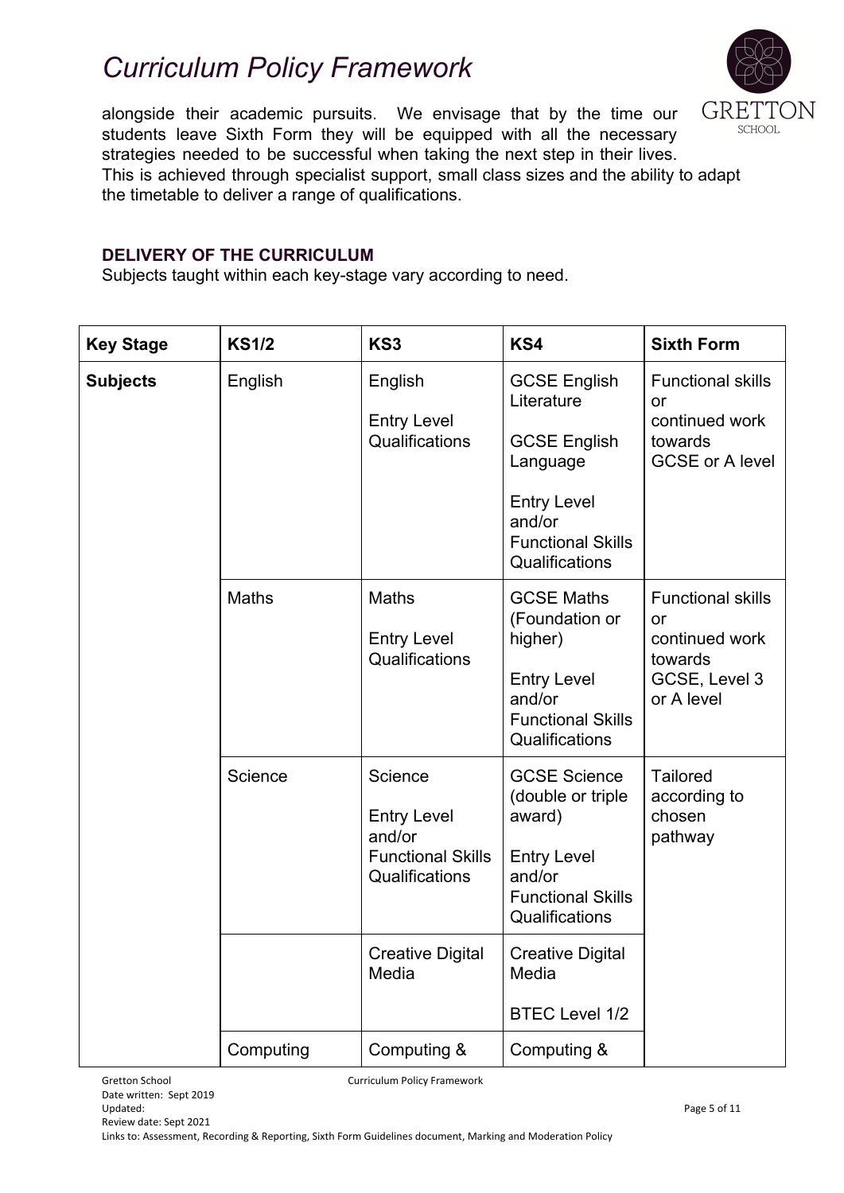alongside their academic pursuits. We envisage that by the time our students leave Sixth Form they will be equipped with all the necessary strategies needed to be successful when taking the next step in their lives. This is achieved through specialist support, small class sizes and the ability to adapt the timetable to deliver a range of qualifications.

### DELIVERY OF THE CURRICULUM

Subjects taught within each key-stage vary according to need.

| Key Stage | KS1/2 | KS3 | KS4 | Sixth Form |
|---|---|---|---|---|
| **Subjects** | English | English<br><br>Entry Level Qualifications | GCSE English Literature<br><br>GCSE English Language<br><br>Entry Level and/or Functional Skills Qualifications | Functional skills or continued work towards GCSE or A level |
| | Maths | Maths<br><br>Entry Level Qualifications | GCSE Maths (Foundation or higher)<br><br>Entry Level and/or Functional Skills Qualifications | Functional skills or continued work towards GCSE, Level 3 or A level |
| | Science | Science<br><br>Entry Level and/or Functional Skills Qualifications | GCSE Science (double or triple award)<br><br>Entry Level and/or Functional Skills Qualifications | Tailored according to chosen pathway |
| | | Creative Digital Media | Creative Digital Media<br><br>BTEC Level 1/2 | |
| | Computing | Computing & | Computing & | |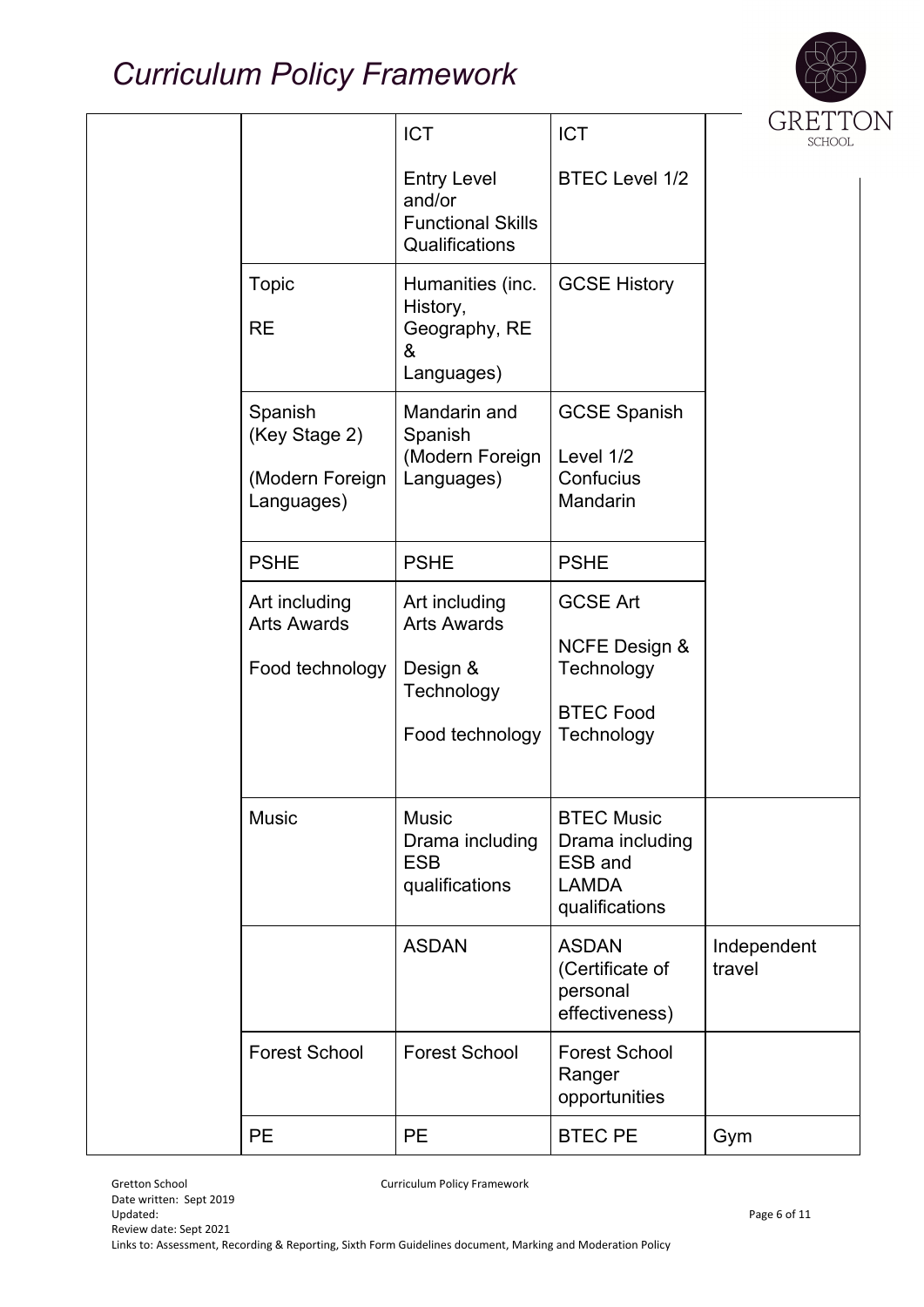| | | | | |
|---|---|---|---|---|
| | | ICT<br><br>Entry Level and/or Functional Skills Qualifications | ICT<br><br>BTEC Level 1/2 | |
| | Topic<br><br>RE | Humanities (inc. History, Geography, RE & Languages) | GCSE History | |
| | Spanish (Key Stage 2)<br><br>(Modern Foreign Languages) | Mandarin and Spanish (Modern Foreign Languages) | GCSE Spanish<br><br>Level 1/2 Confucius Mandarin | |
| | PSHE | PSHE | PSHE | |
| | Art including Arts Awards<br><br>Food technology | Art including Arts Awards<br><br>Design & Technology<br><br>Food technology | GCSE Art<br><br>NCFE Design & Technology<br><br>BTEC Food Technology | |
| | Music | Music Drama including ESB qualifications | BTEC Music Drama including ESB and LAMDA qualifications | |
| | | ASDAN | ASDAN (Certificate of personal effectiveness) | Independent travel |
| | Forest School | Forest School | Forest School Ranger opportunities | |
| | PE | PE | BTEC PE | Gym |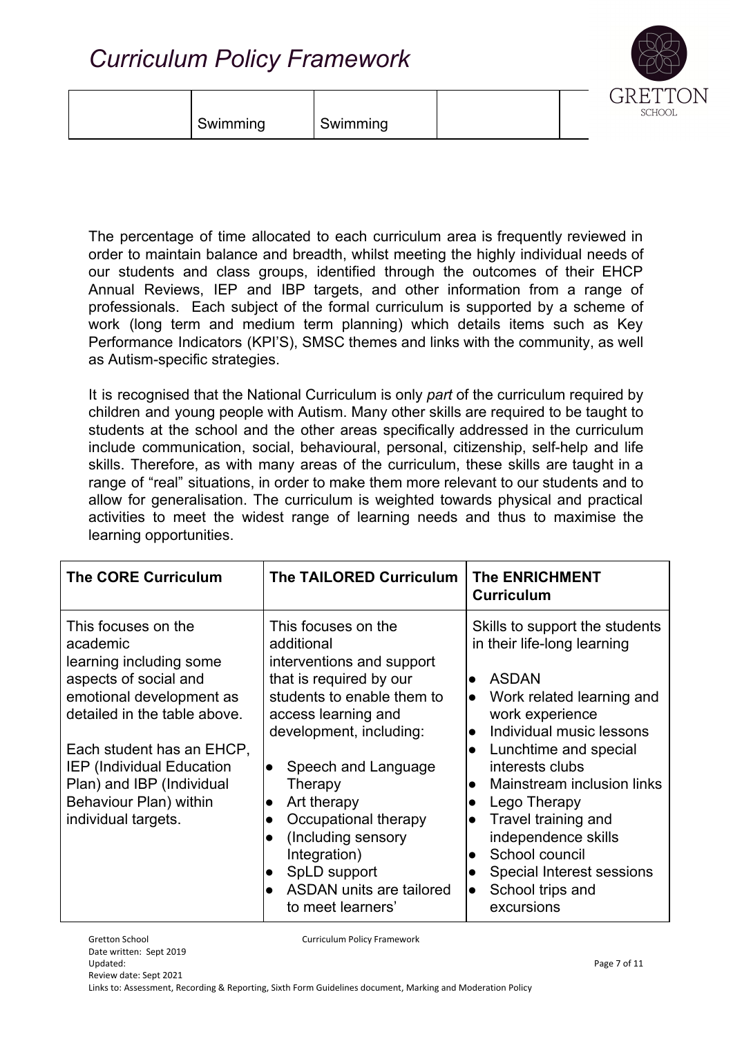| | Swimming | Swimming | | |
|---|---|---|---|---|

The percentage of time allocated to each curriculum area is frequently reviewed in order to maintain balance and breadth, whilst meeting the highly individual needs of our students and class groups, identified through the outcomes of their EHCP Annual Reviews, IEP and IBP targets, and other information from a range of professionals. Each subject of the formal curriculum is supported by a scheme of work (long term and medium term planning) which details items such as Key Performance Indicators (KPI'S), SMSC themes and links with the community, as well as Autism-specific strategies.

It is recognised that the National Curriculum is only *part* of the curriculum required by children and young people with Autism. Many other skills are required to be taught to students at the school and the other areas specifically addressed in the curriculum include communication, social, behavioural, personal, citizenship, self-help and life skills. Therefore, as with many areas of the curriculum, these skills are taught in a range of "real" situations, in order to make them more relevant to our students and to allow for generalisation. The curriculum is weighted towards physical and practical activities to meet the widest range of learning needs and thus to maximise the learning opportunities.

| **The CORE Curriculum** | **The TAILORED Curriculum** | **The ENRICHMENT Curriculum** |
|---|---|---|
| This focuses on the academic learning including some aspects of social and emotional development as detailed in the table above.<br><br>Each student has an EHCP, IEP (Individual Education Plan) and IBP (Individual Behaviour Plan) within individual targets. | This focuses on the additional interventions and support that is required by our students to enable them to access learning and development, including:<br><br>• Speech and Language Therapy<br>• Art therapy<br>• Occupational therapy<br>• (Including sensory Integration)<br>• SpLD support<br>• ASDAN units are tailored to meet learners' | Skills to support the students in their life-long learning<br><br>• ASDAN<br>• Work related learning and work experience<br>• Individual music lessons<br>• Lunchtime and special interests clubs<br>• Mainstream inclusion links<br>• Lego Therapy<br>• Travel training and independence skills<br>• School council<br>• Special Interest sessions<br>• School trips and excursions |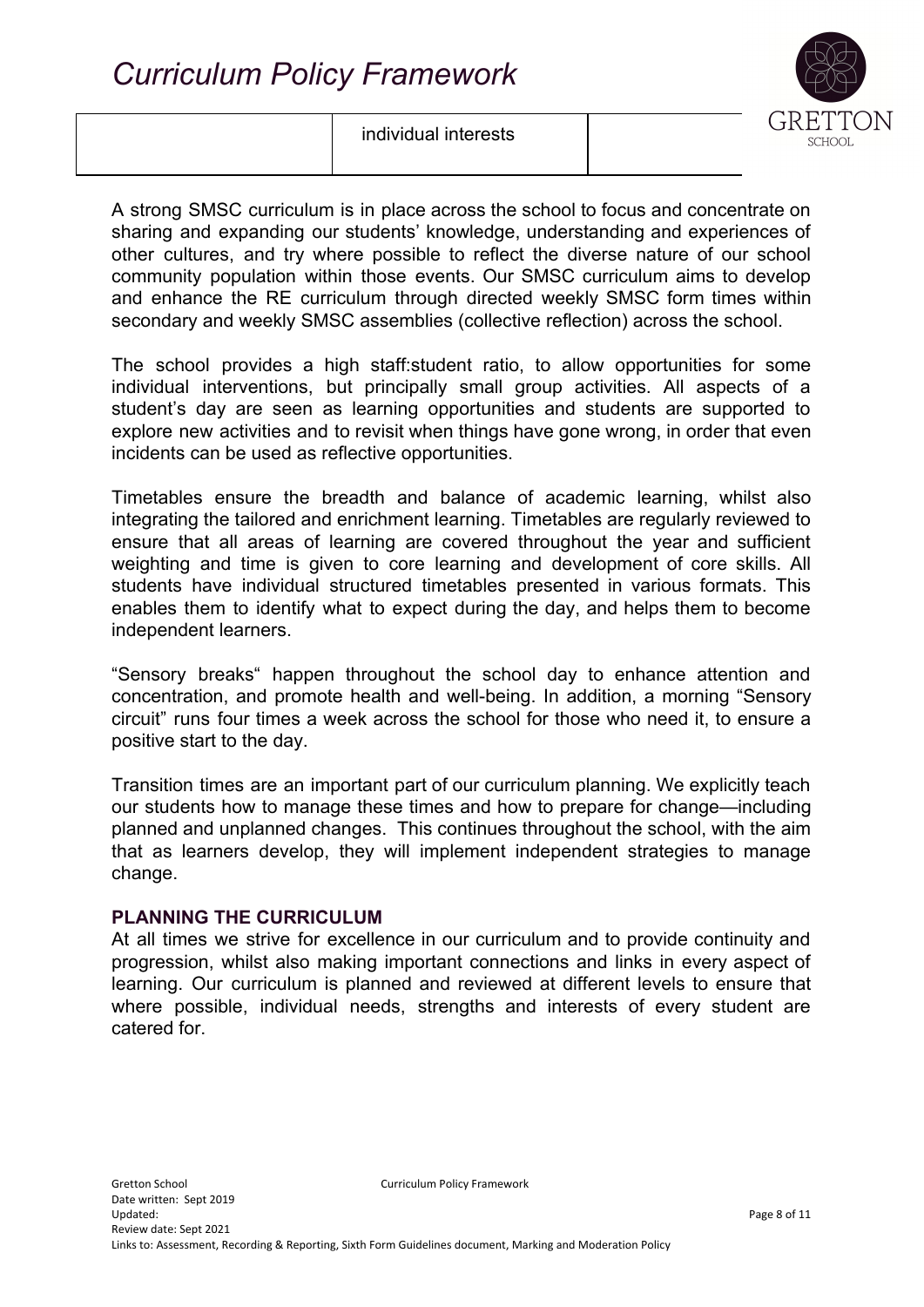| | individual interests | |
|---|---|---|

A strong SMSC curriculum is in place across the school to focus and concentrate on sharing and expanding our students' knowledge, understanding and experiences of other cultures, and try where possible to reflect the diverse nature of our school community population within those events. Our SMSC curriculum aims to develop and enhance the RE curriculum through directed weekly SMSC form times within secondary and weekly SMSC assemblies (collective reflection) across the school.

The school provides a high staff:student ratio, to allow opportunities for some individual interventions, but principally small group activities. All aspects of a student's day are seen as learning opportunities and students are supported to explore new activities and to revisit when things have gone wrong, in order that even incidents can be used as reflective opportunities.

Timetables ensure the breadth and balance of academic learning, whilst also integrating the tailored and enrichment learning. Timetables are regularly reviewed to ensure that all areas of learning are covered throughout the year and sufficient weighting and time is given to core learning and development of core skills. All students have individual structured timetables presented in various formats. This enables them to identify what to expect during the day, and helps them to become independent learners.

"Sensory breaks" happen throughout the school day to enhance attention and concentration, and promote health and well-being. In addition, a morning "Sensory circuit" runs four times a week across the school for those who need it, to ensure a positive start to the day.

Transition times are an important part of our curriculum planning. We explicitly teach our students how to manage these times and how to prepare for change—including planned and unplanned changes. This continues throughout the school, with the aim that as learners develop, they will implement independent strategies to manage change.

## PLANNING THE CURRICULUM

At all times we strive for excellence in our curriculum and to provide continuity and progression, whilst also making important connections and links in every aspect of learning. Our curriculum is planned and reviewed at different levels to ensure that where possible, individual needs, strengths and interests of every student are catered for.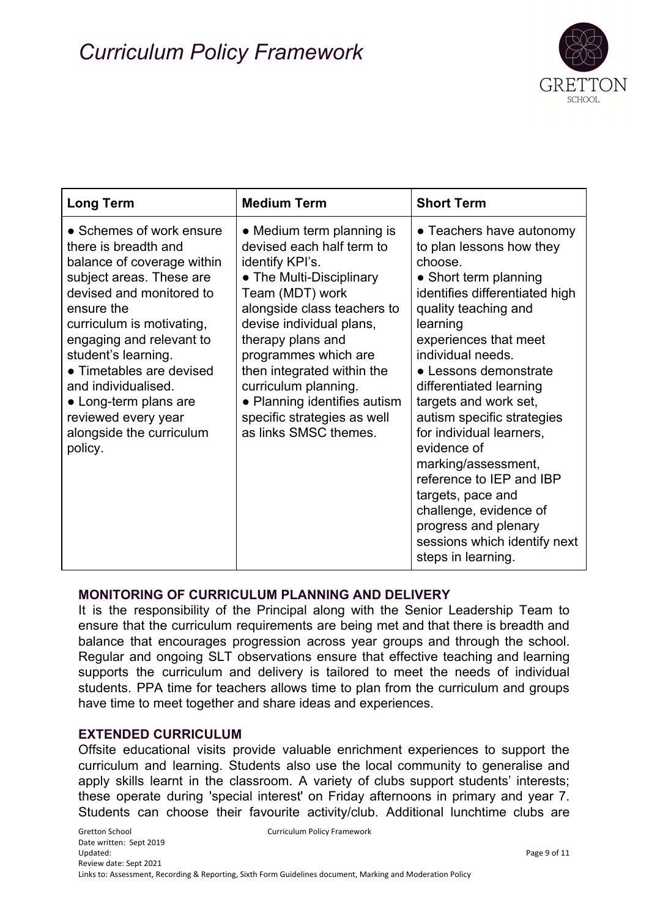| Long Term | Medium Term | Short Term |
|---|---|---|
| ● Schemes of work ensure there is breadth and balance of coverage within subject areas. These are devised and monitored to ensure the curriculum is motivating, engaging and relevant to student's learning.<br>● Timetables are devised and individualised.<br>● Long-term plans are reviewed every year alongside the curriculum policy. | ● Medium term planning is devised each half term to identify KPI's.<br>● The Multi-Disciplinary Team (MDT) work alongside class teachers to devise individual plans, therapy plans and programmes which are then integrated within the curriculum planning.<br>● Planning identifies autism specific strategies as well as links SMSC themes. | ● Teachers have autonomy to plan lessons how they choose.<br>● Short term planning identifies differentiated high quality teaching and learning experiences that meet individual needs.<br>● Lessons demonstrate differentiated learning targets and work set, autism specific strategies for individual learners, evidence of marking/assessment, reference to IEP and IBP targets, pace and challenge, evidence of progress and plenary sessions which identify next steps in learning. |

## MONITORING OF CURRICULUM PLANNING AND DELIVERY

It is the responsibility of the Principal along with the Senior Leadership Team to ensure that the curriculum requirements are being met and that there is breadth and balance that encourages progression across year groups and through the school. Regular and ongoing SLT observations ensure that effective teaching and learning supports the curriculum and delivery is tailored to meet the needs of individual students. PPA time for teachers allows time to plan from the curriculum and groups have time to meet together and share ideas and experiences.

## EXTENDED CURRICULUM

Offsite educational visits provide valuable enrichment experiences to support the curriculum and learning. Students also use the local community to generalise and apply skills learnt in the classroom. A variety of clubs support students' interests; these operate during 'special interest' on Friday afternoons in primary and year 7. Students can choose their favourite activity/club. Additional lunchtime clubs are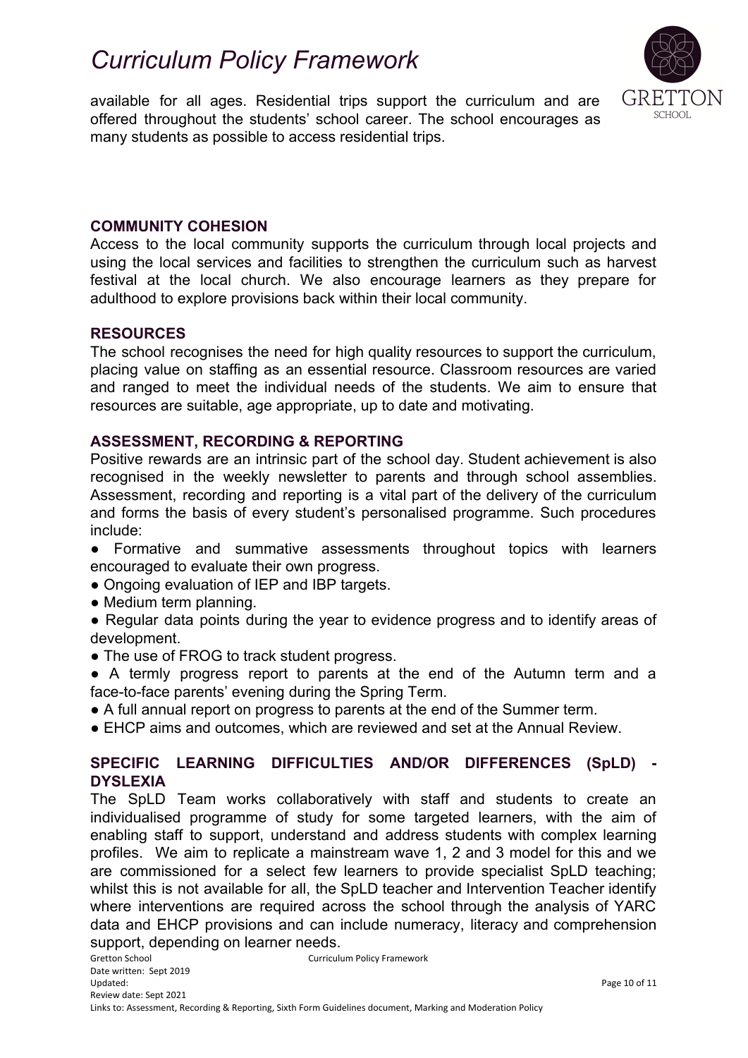available for all ages. Residential trips support the curriculum and are offered throughout the students' school career. The school encourages as many students as possible to access residential trips.

## COMMUNITY COHESION

Access to the local community supports the curriculum through local projects and using the local services and facilities to strengthen the curriculum such as harvest festival at the local church. We also encourage learners as they prepare for adulthood to explore provisions back within their local community.

## RESOURCES

The school recognises the need for high quality resources to support the curriculum, placing value on staffing as an essential resource. Classroom resources are varied and ranged to meet the individual needs of the students. We aim to ensure that resources are suitable, age appropriate, up to date and motivating.

## ASSESSMENT, RECORDING & REPORTING

Positive rewards are an intrinsic part of the school day. Student achievement is also recognised in the weekly newsletter to parents and through school assemblies. Assessment, recording and reporting is a vital part of the delivery of the curriculum and forms the basis of every student's personalised programme. Such procedures include:

- Formative and summative assessments throughout topics with learners encouraged to evaluate their own progress.
- Ongoing evaluation of IEP and IBP targets.
- Medium term planning.
- Regular data points during the year to evidence progress and to identify areas of development.
- The use of FROG to track student progress.
- A termly progress report to parents at the end of the Autumn term and a face-to-face parents' evening during the Spring Term.
- A full annual report on progress to parents at the end of the Summer term.
- EHCP aims and outcomes, which are reviewed and set at the Annual Review.

## SPECIFIC LEARNING DIFFICULTIES AND/OR DIFFERENCES (SpLD) - DYSLEXIA

The SpLD Team works collaboratively with staff and students to create an individualised programme of study for some targeted learners, with the aim of enabling staff to support, understand and address students with complex learning profiles. We aim to replicate a mainstream wave 1, 2 and 3 model for this and we are commissioned for a select few learners to provide specialist SpLD teaching; whilst this is not available for all, the SpLD teacher and Intervention Teacher identify where interventions are required across the school through the analysis of YARC data and EHCP provisions and can include numeracy, literacy and comprehension support, depending on learner needs.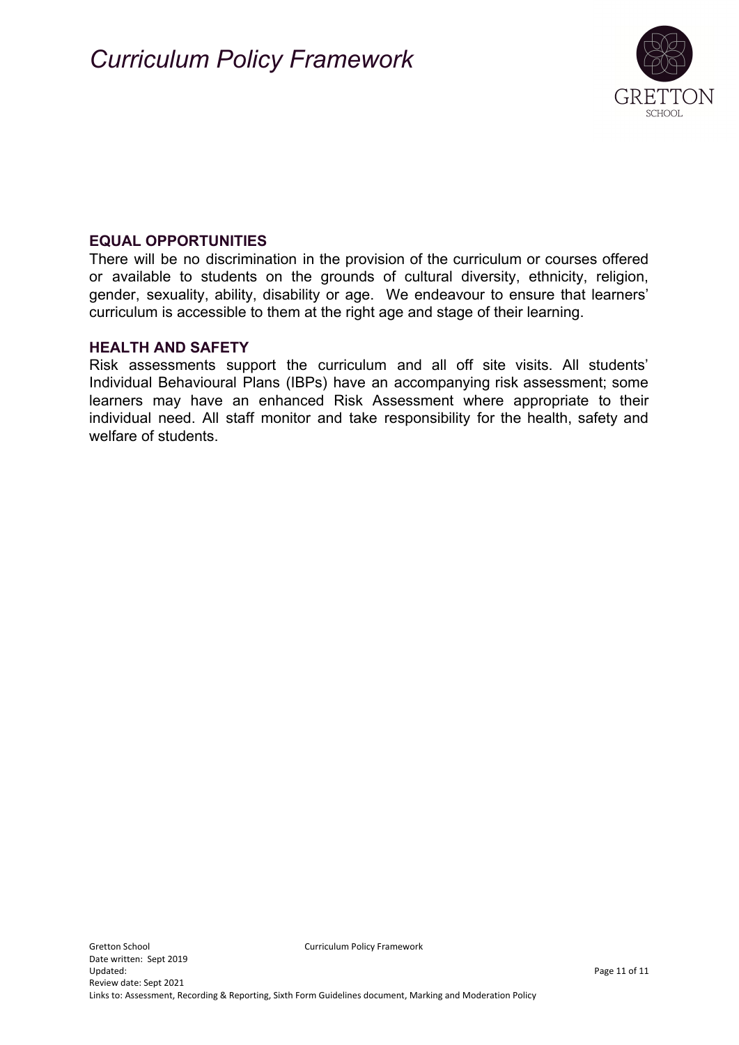## EQUAL OPPORTUNITIES

There will be no discrimination in the provision of the curriculum or courses offered or available to students on the grounds of cultural diversity, ethnicity, religion, gender, sexuality, ability, disability or age. We endeavour to ensure that learners' curriculum is accessible to them at the right age and stage of their learning.

## HEALTH AND SAFETY

Risk assessments support the curriculum and all off site visits. All students' Individual Behavioural Plans (IBPs) have an accompanying risk assessment; some learners may have an enhanced Risk Assessment where appropriate to their individual need. All staff monitor and take responsibility for the health, safety and welfare of students.